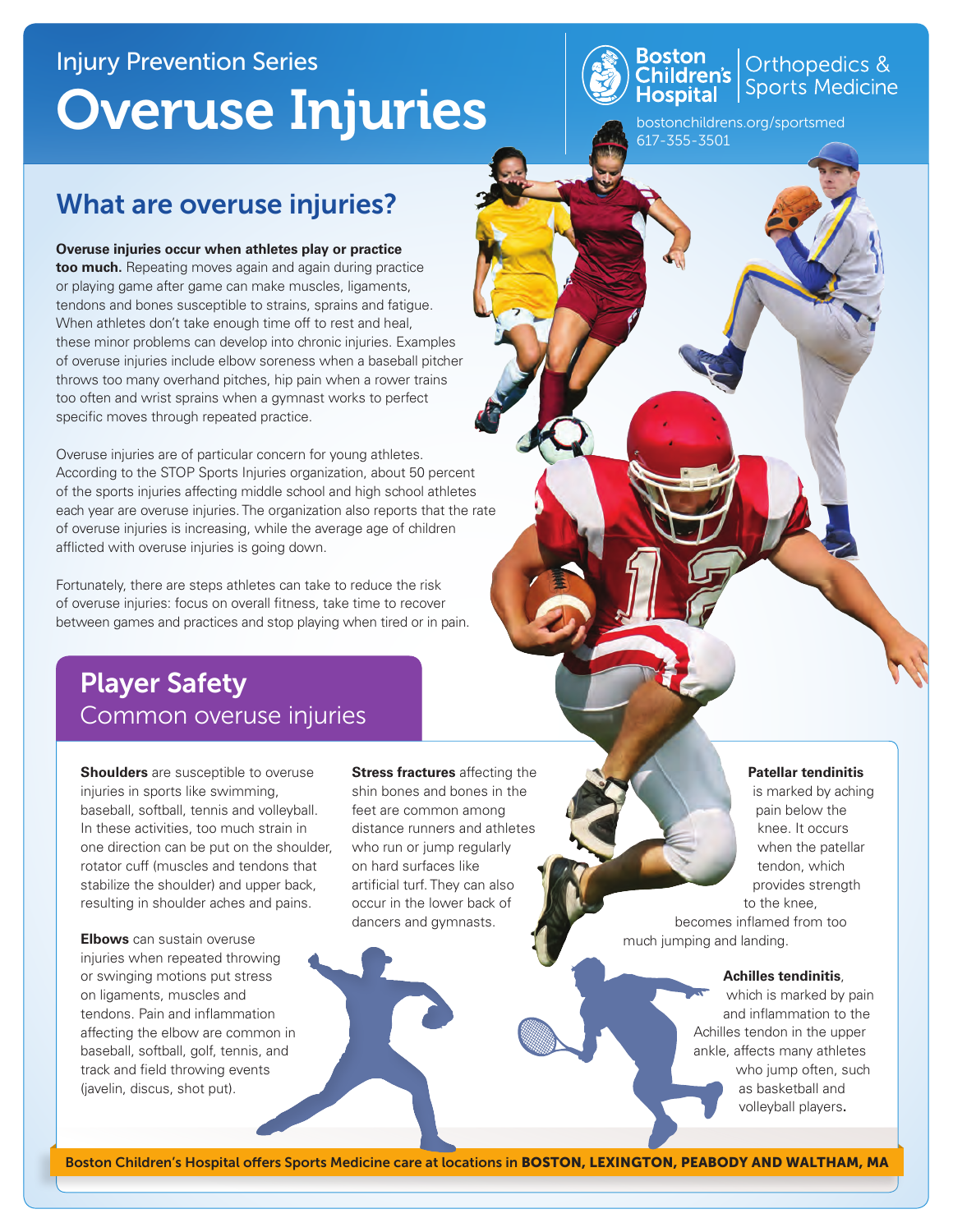Injury Prevention Series

# Overuse Injuries

Boston Children's Hospital | Orthopedics & Sports Medicine

bostonchildrens.org/sportsmed
617-355-3501

## What are overuse injuries?

**Overuse injuries occur when athletes play or practice too much.** Repeating moves again and again during practice or playing game after game can make muscles, ligaments, tendons and bones susceptible to strains, sprains and fatigue. When athletes don't take enough time off to rest and heal, these minor problems can develop into chronic injuries. Examples of overuse injuries include elbow soreness when a baseball pitcher throws too many overhand pitches, hip pain when a rower trains too often and wrist sprains when a gymnast works to perfect specific moves through repeated practice.

Overuse injuries are of particular concern for young athletes. According to the STOP Sports Injuries organization, about 50 percent of the sports injuries affecting middle school and high school athletes each year are overuse injuries. The organization also reports that the rate of overuse injuries is increasing, while the average age of children afflicted with overuse injuries is going down.

Fortunately, there are steps athletes can take to reduce the risk of overuse injuries: focus on overall fitness, take time to recover between games and practices and stop playing when tired or in pain.

## Player Safety

### Common overuse injuries

**Shoulders** are susceptible to overuse injuries in sports like swimming, baseball, softball, tennis and volleyball. In these activities, too much strain in one direction can be put on the shoulder, rotator cuff (muscles and tendons that stabilize the shoulder) and upper back, resulting in shoulder aches and pains.

**Elbows** can sustain overuse injuries when repeated throwing or swinging motions put stress on ligaments, muscles and tendons. Pain and inflammation affecting the elbow are common in baseball, softball, golf, tennis, and track and field throwing events (javelin, discus, shot put).

**Stress fractures** affecting the shin bones and bones in the feet are common among distance runners and athletes who run or jump regularly on hard surfaces like artificial turf. They can also occur in the lower back of dancers and gymnasts.

**Patellar tendinitis** is marked by aching pain below the knee. It occurs when the patellar tendon, which provides strength to the knee, becomes inflamed from too much jumping and landing.

**Achilles tendinitis**, which is marked by pain and inflammation to the Achilles tendon in the upper ankle, affects many athletes who jump often, such as basketball and volleyball players.

Boston Children's Hospital offers Sports Medicine care at locations in **BOSTON, LEXINGTON, PEABODY AND WALTHAM, MA**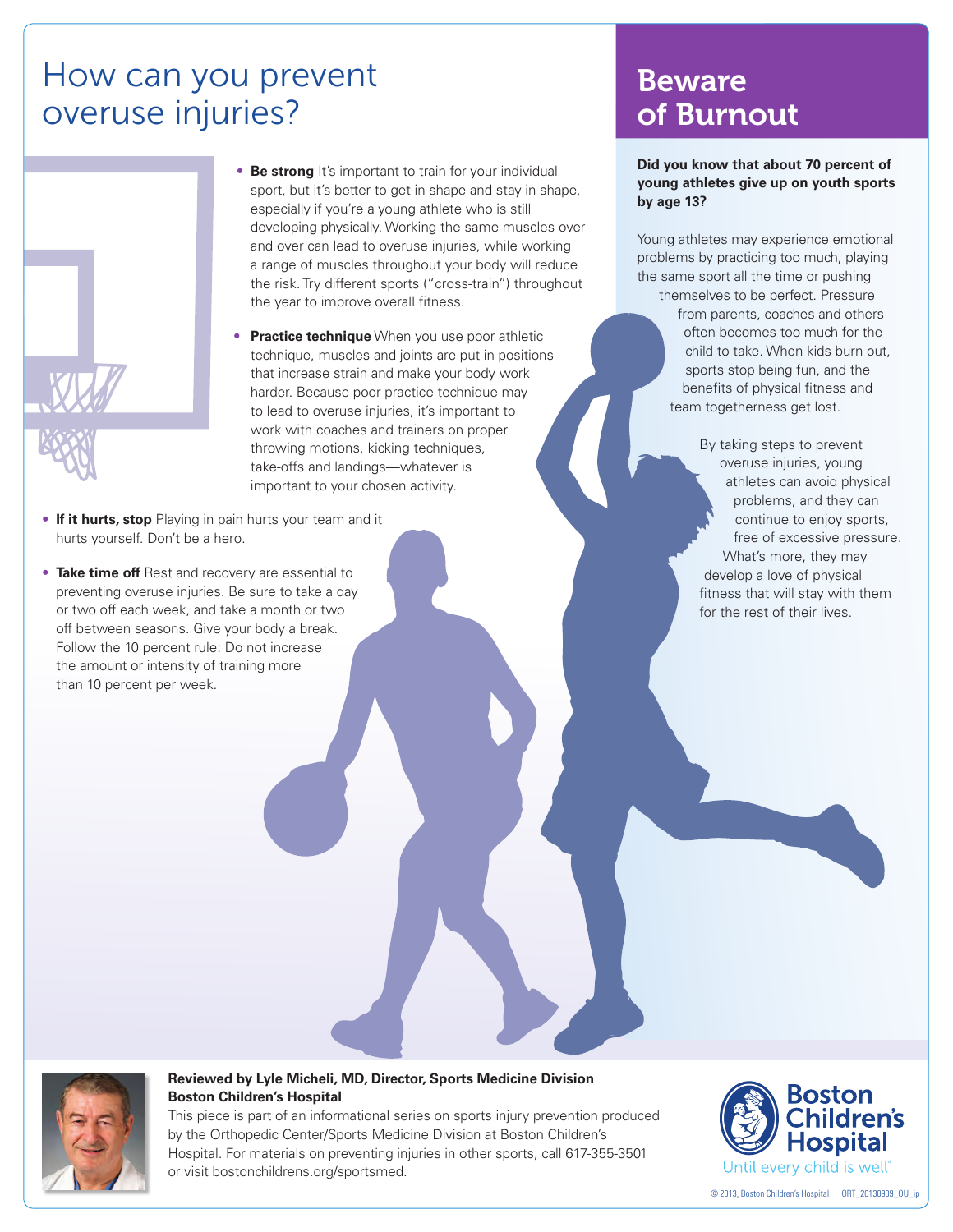# How can you prevent overuse injuries?

- **Be strong** It's important to train for your individual sport, but it's better to get in shape and stay in shape, especially if you're a young athlete who is still developing physically. Working the same muscles over and over can lead to overuse injuries, while working a range of muscles throughout your body will reduce the risk. Try different sports ("cross-train") throughout the year to improve overall fitness.
- **Practice technique** When you use poor athletic technique, muscles and joints are put in positions that increase strain and make your body work harder. Because poor practice technique may to lead to overuse injuries, it's important to work with coaches and trainers on proper throwing motions, kicking techniques, take-offs and landings—whatever is important to your chosen activity.
- **If it hurts, stop** Playing in pain hurts your team and it hurts yourself. Don't be a hero.
- **Take time off** Rest and recovery are essential to preventing overuse injuries. Be sure to take a day or two off each week, and take a month or two off between seasons. Give your body a break. Follow the 10 percent rule: Do not increase the amount or intensity of training more than 10 percent per week.

## Beware of Burnout

**Did you know that about 70 percent of young athletes give up on youth sports by age 13?**

Young athletes may experience emotional problems by practicing too much, playing the same sport all the time or pushing themselves to be perfect. Pressure from parents, coaches and others often becomes too much for the child to take. When kids burn out, sports stop being fun, and the benefits of physical fitness and team togetherness get lost.

By taking steps to prevent overuse injuries, young athletes can avoid physical problems, and they can continue to enjoy sports, free of excessive pressure. What's more, they may develop a love of physical fitness that will stay with them for the rest of their lives.

**Reviewed by Lyle Micheli, MD, Director, Sports Medicine Division**
**Boston Children's Hospital**

This piece is part of an informational series on sports injury prevention produced by the Orthopedic Center/Sports Medicine Division at Boston Children's Hospital. For materials on preventing injuries in other sports, call 617-355-3501 or visit bostonchildrens.org/sportsmed.

Boston Children's Hospital
Until every child is well™

© 2013, Boston Children's Hospital ORT_20130909_OU_ip